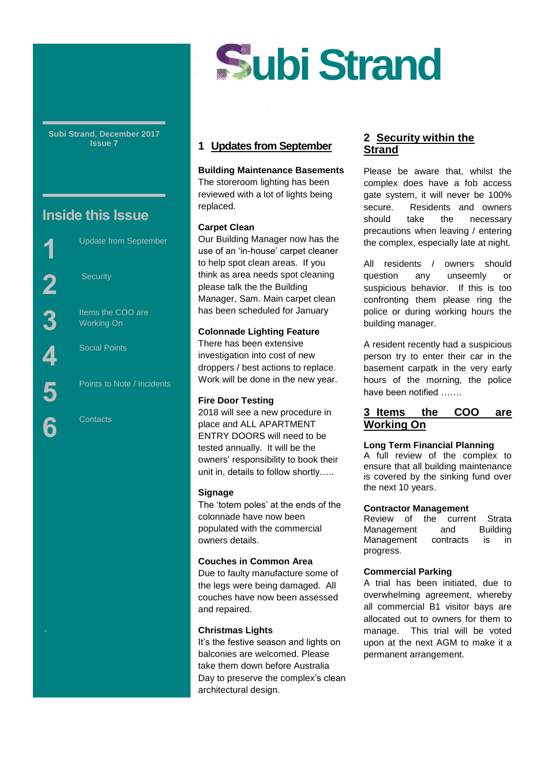# Subi Strand

**Subi Strand, December 2017**
**Issue 7**

## Inside this Issue

1. Update from September
2. Security
3. Items the COO are Working On
4. Social Points
5. Points to Note / Incidents
6. Contacts

## 1 Updates from September

**Building Maintenance Basements**
The storeroom lighting has been reviewed with a lot of lights being replaced.

**Carpet Clean**
Our Building Manager now has the use of an 'in-house' carpet cleaner to help spot clean areas. If you think as area needs spot cleaning please talk the the Building Manager, Sam. Main carpet clean has been scheduled for January

**Colonnade Lighting Feature**
There has been extensive investigation into cost of new droppers / best actions to replace. Work will be done in the new year.

**Fire Door Testing**
2018 will see a new procedure in place and ALL APARTMENT ENTRY DOORS will need to be tested annually. It will be the owners' responsibility to book their unit in, details to follow shortly…..

**Signage**
The 'totem poles' at the ends of the colonnade have now been populated with the commercial owners details.

**Couches in Common Area**
Due to faulty manufacture some of the legs were being damaged. All couches have now been assessed and repaired.

**Christmas Lights**
It's the festive season and lights on balconies are welcomed. Please take them down before Australia Day to preserve the complex's clean architectural design.

## 2 Security within the Strand

Please be aware that, whilst the complex does have a fob access gate system, it will never be 100% secure. Residents and owners should take the necessary precautions when leaving / entering the complex, especially late at night.

All residents / owners should question any unseemly or suspicious behavior. If this is too confronting them please ring the police or during working hours the building manager.

A resident recently had a suspicious person try to enter their car in the basement carpatk in the very early hours of the morning, the police have been notified …….

## 3 Items the COO are Working On

**Long Term Financial Planning**
A full review of the complex to ensure that all building maintenance is covered by the sinking fund over the next 10 years.

**Contractor Management**
Review of the current Strata Management and Building Management contracts is in progress.

**Commercial Parking**
A trial has been initiated, due to overwhelming agreement, whereby all commercial B1 visitor bays are allocated out to owners for them to manage. This trial will be voted upon at the next AGM to make it a permanent arrangement.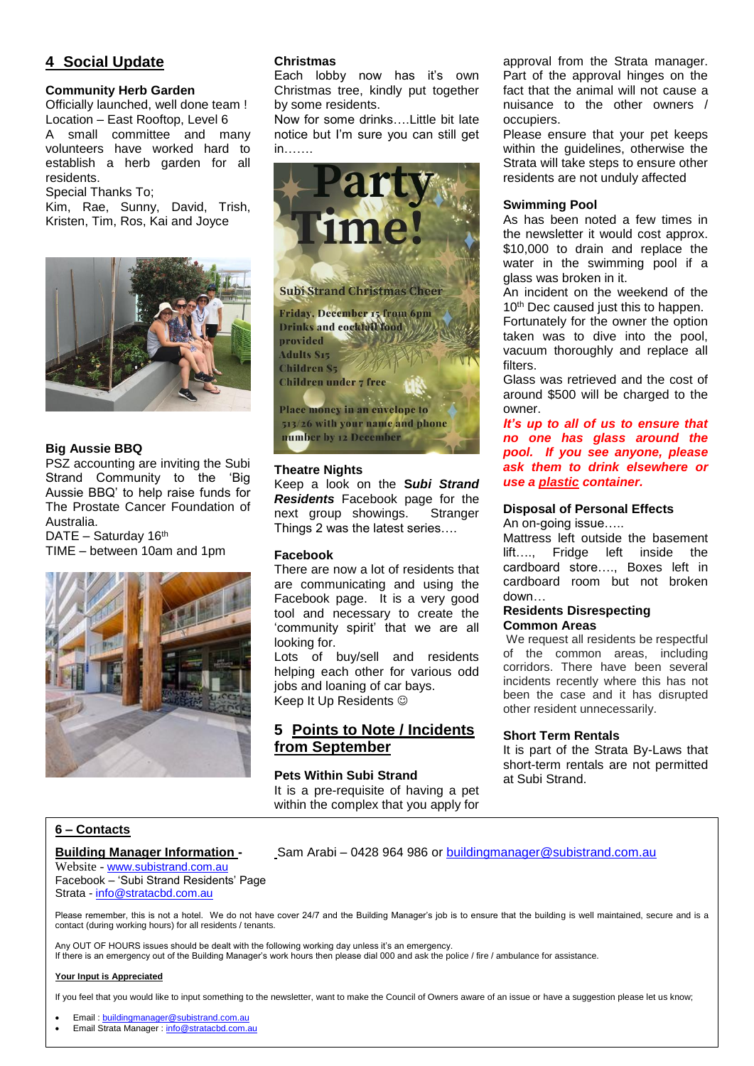## 4 Social Update

### Community Herb Garden

Officially launched, well done team !
Location – East Rooftop, Level 6
A small committee and many volunteers have worked hard to establish a herb garden for all residents.
Special Thanks To;
Kim, Rae, Sunny, David, Trish, Kristen, Tim, Ros, Kai and Joyce

### Big Aussie BBQ

PSZ accounting are inviting the Subi Strand Community to the 'Big Aussie BBQ' to help raise funds for The Prostate Cancer Foundation of Australia.
DATE – Saturday 16th
TIME – between 10am and 1pm

### Christmas

Each lobby now has it's own Christmas tree, kindly put together by some residents.
Now for some drinks….Little bit late notice but I'm sure you can still get in…….

**Party Time!**

Subi Strand Christmas Cheer

Friday, December 15 from 6pm
Drinks and cocktail food provided
Adults $15
Children $5
Children under 7 free

Place money in an envelope to 513/26 with your name and phone number by 12 December

### Theatre Nights

Keep a look on the ***Subi Strand Residents*** Facebook page for the next group showings. Stranger Things 2 was the latest series….

### Facebook

There are now a lot of residents that are communicating and using the Facebook page. It is a very good tool and necessary to create the 'community spirit' that we are all looking for.
Lots of buy/sell and residents helping each other for various odd jobs and loaning of car bays.
Keep It Up Residents ☺

## 5 Points to Note / Incidents from September

### Pets Within Subi Strand

It is a pre-requisite of having a pet within the complex that you apply for approval from the Strata manager. Part of the approval hinges on the fact that the animal will not cause a nuisance to the other owners / occupiers.
Please ensure that your pet keeps within the guidelines, otherwise the Strata will take steps to ensure other residents are not unduly affected

### Swimming Pool

As has been noted a few times in the newsletter it would cost approx. $10,000 to drain and replace the water in the swimming pool if a glass was broken in it.
An incident on the weekend of the 10th Dec caused just this to happen. Fortunately for the owner the option taken was to dive into the pool, vacuum thoroughly and replace all filters.
Glass was retrieved and the cost of around $500 will be charged to the owner.
***It's up to all of us to ensure that no one has glass around the pool. If you see anyone, please ask them to drink elsewhere or use a plastic container.***

### Disposal of Personal Effects

An on-going issue…..
Mattress left outside the basement lift…., Fridge left inside the cardboard store…., Boxes left in cardboard room but not broken down…

### Residents Disrespecting Common Areas

We request all residents be respectful of the common areas, including corridors. There have been several incidents recently where this has not been the case and it has disrupted other resident unnecessarily.

### Short Term Rentals

It is part of the Strata By-Laws that short-term rentals are not permitted at Subi Strand.

## 6 – Contacts

**Building Manager Information -** Sam Arabi – 0428 964 986 or buildingmanager@subistrand.com.au
Website - www.subistrand.com.au
Facebook – 'Subi Strand Residents' Page
Strata - info@stratacbd.com.au

Please remember, this is not a hotel. We do not have cover 24/7 and the Building Manager's job is to ensure that the building is well maintained, secure and is a contact (during working hours) for all residents / tenants.

Any OUT OF HOURS issues should be dealt with the following working day unless it's an emergency.
If there is an emergency out of the Building Manager's work hours then please dial 000 and ask the police / fire / ambulance for assistance.

**Your Input is Appreciated**

If you feel that you would like to input something to the newsletter, want to make the Council of Owners aware of an issue or have a suggestion please let us know;

- Email : buildingmanager@subistrand.com.au
- Email Strata Manager : info@stratacbd.com.au